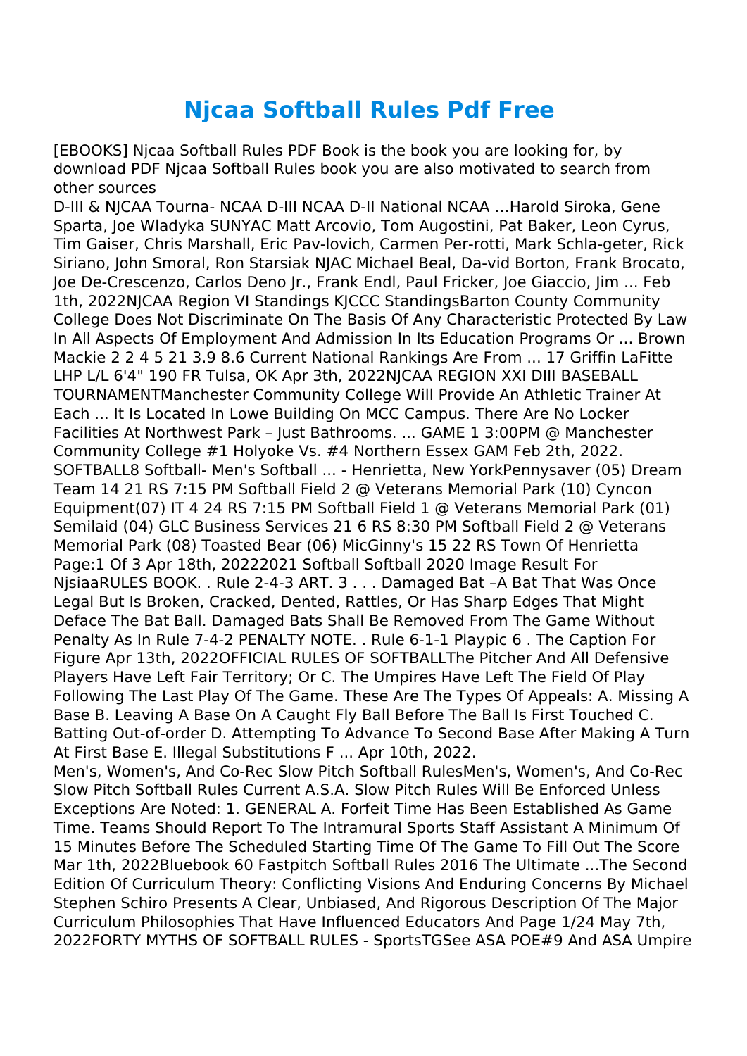# Njcaa Softball Rules Pdf Free

[EBOOKS] Njcaa Softball Rules PDF Book is the book you are looking for, by download PDF Njcaa Softball Rules book you are also motivated to search from other sources

D-III & NJCAA Tourna- NCAA D-III NCAA D-II National NCAA …Harold Siroka, Gene Sparta, Joe Wladyka SUNYAC Matt Arcovio, Tom Augostini, Pat Baker, Leon Cyrus, Tim Gaiser, Chris Marshall, Eric Pav-lovich, Carmen Per-rotti, Mark Schla-geter, Rick Siriano, John Smoral, Ron Starsiak NJAC Michael Beal, Da-vid Borton, Frank Brocato, Joe De-Crescenzo, Carlos Deno Jr., Frank Endl, Paul Fricker, Joe Giaccio, Jim ... Feb 1th, 2022NJCAA Region VI Standings KJCCC StandingsBarton County Community College Does Not Discriminate On The Basis Of Any Characteristic Protected By Law In All Aspects Of Employment And Admission In Its Education Programs Or ... Brown Mackie 2 2 4 5 21 3.9 8.6 Current National Rankings Are From ... 17 Griffin LaFitte LHP L/L 6'4" 190 FR Tulsa, OK Apr 3th, 2022NJCAA REGION XXI DIII BASEBALL TOURNAMENTManchester Community College Will Provide An Athletic Trainer At Each ... It Is Located In Lowe Building On MCC Campus. There Are No Locker Facilities At Northwest Park – Just Bathrooms. ... GAME 1 3:00PM @ Manchester Community College #1 Holyoke Vs. #4 Northern Essex GAM Feb 2th, 2022.

SOFTBALL8 Softball- Men's Softball ... - Henrietta, New YorkPennysaver (05) Dream Team 14 21 RS 7:15 PM Softball Field 2 @ Veterans Memorial Park (10) Cyncon Equipment(07) IT 4 24 RS 7:15 PM Softball Field 1 @ Veterans Memorial Park (01) Semilaid (04) GLC Business Services 21 6 RS 8:30 PM Softball Field 2 @ Veterans Memorial Park (08) Toasted Bear (06) MicGinny's 15 22 RS Town Of Henrietta Page:1 Of 3 Apr 18th, 20222021 Softball Softball 2020 Image Result For NjsiaaRULES BOOK. . Rule 2-4-3 ART. 3 . . . Damaged Bat –A Bat That Was Once Legal But Is Broken, Cracked, Dented, Rattles, Or Has Sharp Edges That Might Deface The Bat Ball. Damaged Bats Shall Be Removed From The Game Without Penalty As In Rule 7-4-2 PENALTY NOTE. . Rule 6-1-1 Playpic 6 . The Caption For Figure Apr 13th, 2022OFFICIAL RULES OF SOFTBALLThe Pitcher And All Defensive Players Have Left Fair Territory; Or C. The Umpires Have Left The Field Of Play Following The Last Play Of The Game. These Are The Types Of Appeals: A. Missing A Base B. Leaving A Base On A Caught Fly Ball Before The Ball Is First Touched C. Batting Out-of-order D. Attempting To Advance To Second Base After Making A Turn At First Base E. Illegal Substitutions F ... Apr 10th, 2022.

Men's, Women's, And Co-Rec Slow Pitch Softball RulesMen's, Women's, And Co-Rec Slow Pitch Softball Rules Current A.S.A. Slow Pitch Rules Will Be Enforced Unless Exceptions Are Noted: 1. GENERAL A. Forfeit Time Has Been Established As Game Time. Teams Should Report To The Intramural Sports Staff Assistant A Minimum Of 15 Minutes Before The Scheduled Starting Time Of The Game To Fill Out The Score Mar 1th, 2022Bluebook 60 Fastpitch Softball Rules 2016 The Ultimate ...The Second Edition Of Curriculum Theory: Conflicting Visions And Enduring Concerns By Michael Stephen Schiro Presents A Clear, Unbiased, And Rigorous Description Of The Major Curriculum Philosophies That Have Influenced Educators And Page 1/24 May 7th, 2022FORTY MYTHS OF SOFTBALL RULES - SportsTGSee ASA POE#9 And ASA Umpire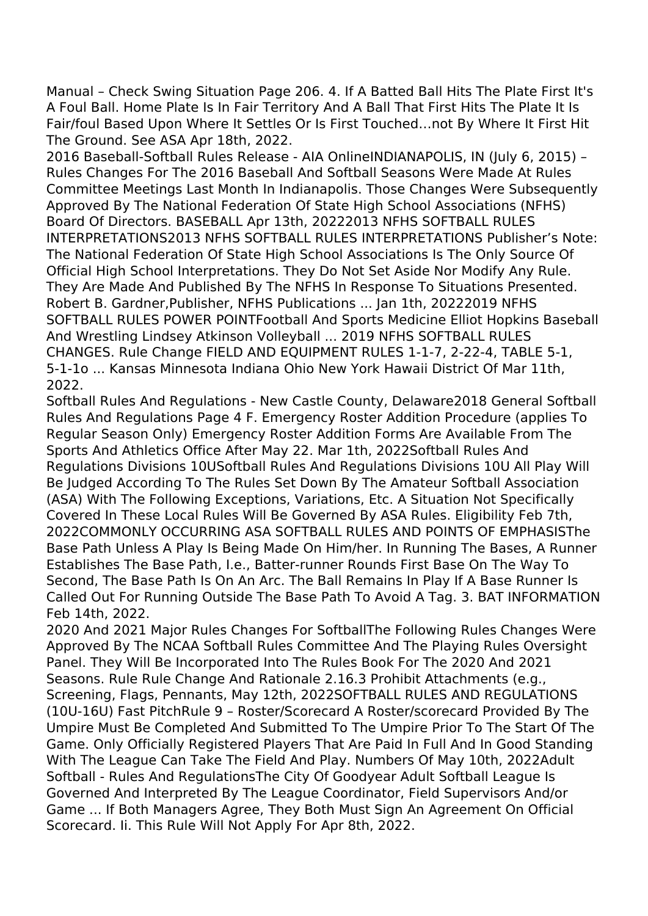Manual – Check Swing Situation Page 206. 4. If A Batted Ball Hits The Plate First It's A Foul Ball. Home Plate Is In Fair Territory And A Ball That First Hits The Plate It Is Fair/foul Based Upon Where It Settles Or Is First Touched…not By Where It First Hit The Ground. See ASA Apr 18th, 2022.

2016 Baseball-Softball Rules Release - AIA OnlineINDIANAPOLIS, IN (July 6, 2015) – Rules Changes For The 2016 Baseball And Softball Seasons Were Made At Rules Committee Meetings Last Month In Indianapolis. Those Changes Were Subsequently Approved By The National Federation Of State High School Associations (NFHS) Board Of Directors. BASEBALL Apr 13th, 20222013 NFHS SOFTBALL RULES INTERPRETATIONS2013 NFHS SOFTBALL RULES INTERPRETATIONS Publisher's Note: The National Federation Of State High School Associations Is The Only Source Of Official High School Interpretations. They Do Not Set Aside Nor Modify Any Rule. They Are Made And Published By The NFHS In Response To Situations Presented. Robert B. Gardner,Publisher, NFHS Publications ... Jan 1th, 20222019 NFHS SOFTBALL RULES POWER POINTFootball And Sports Medicine Elliot Hopkins Baseball And Wrestling Lindsey Atkinson Volleyball ... 2019 NFHS SOFTBALL RULES CHANGES. Rule Change FIELD AND EQUIPMENT RULES 1-1-7, 2-22-4, TABLE 5-1, 5-1-1o ... Kansas Minnesota Indiana Ohio New York Hawaii District Of Mar 11th, 2022.

Softball Rules And Regulations - New Castle County, Delaware2018 General Softball Rules And Regulations Page 4 F. Emergency Roster Addition Procedure (applies To Regular Season Only) Emergency Roster Addition Forms Are Available From The Sports And Athletics Office After May 22. Mar 1th, 2022Softball Rules And Regulations Divisions 10USoftball Rules And Regulations Divisions 10U All Play Will Be Judged According To The Rules Set Down By The Amateur Softball Association (ASA) With The Following Exceptions, Variations, Etc. A Situation Not Specifically Covered In These Local Rules Will Be Governed By ASA Rules. Eligibility Feb 7th, 2022COMMONLY OCCURRING ASA SOFTBALL RULES AND POINTS OF EMPHASISThe Base Path Unless A Play Is Being Made On Him/her. In Running The Bases, A Runner Establishes The Base Path, I.e., Batter-runner Rounds First Base On The Way To Second, The Base Path Is On An Arc. The Ball Remains In Play If A Base Runner Is Called Out For Running Outside The Base Path To Avoid A Tag. 3. BAT INFORMATION Feb 14th, 2022.

2020 And 2021 Major Rules Changes For SoftballThe Following Rules Changes Were Approved By The NCAA Softball Rules Committee And The Playing Rules Oversight Panel. They Will Be Incorporated Into The Rules Book For The 2020 And 2021 Seasons. Rule Rule Change And Rationale 2.16.3 Prohibit Attachments (e.g., Screening, Flags, Pennants, May 12th, 2022SOFTBALL RULES AND REGULATIONS (10U-16U) Fast PitchRule 9 – Roster/Scorecard A Roster/scorecard Provided By The Umpire Must Be Completed And Submitted To The Umpire Prior To The Start Of The Game. Only Officially Registered Players That Are Paid In Full And In Good Standing With The League Can Take The Field And Play. Numbers Of May 10th, 2022Adult Softball - Rules And RegulationsThe City Of Goodyear Adult Softball League Is Governed And Interpreted By The League Coordinator, Field Supervisors And/or Game ... If Both Managers Agree, They Both Must Sign An Agreement On Official Scorecard. Ii. This Rule Will Not Apply For Apr 8th, 2022.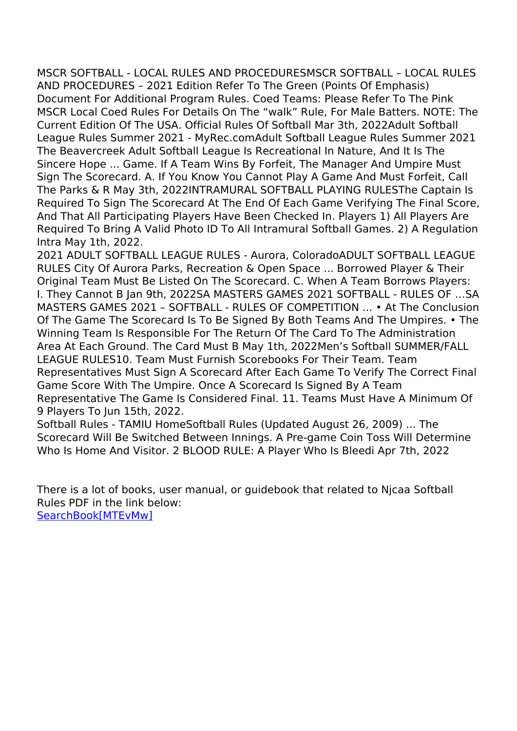MSCR SOFTBALL - LOCAL RULES AND PROCEDURESMSCR SOFTBALL – LOCAL RULES AND PROCEDURES – 2021 Edition Refer To The Green (Points Of Emphasis) Document For Additional Program Rules. Coed Teams: Please Refer To The Pink MSCR Local Coed Rules For Details On The "walk" Rule, For Male Batters. NOTE: The Current Edition Of The USA. Official Rules Of Softball Mar 3th, 2022Adult Softball League Rules Summer 2021 - MyRec.comAdult Softball League Rules Summer 2021 The Beavercreek Adult Softball League Is Recreational In Nature, And It Is The Sincere Hope ... Game. If A Team Wins By Forfeit, The Manager And Umpire Must Sign The Scorecard. A. If You Know You Cannot Play A Game And Must Forfeit, Call The Parks & R May 3th, 2022INTRAMURAL SOFTBALL PLAYING RULESThe Captain Is Required To Sign The Scorecard At The End Of Each Game Verifying The Final Score, And That All Participating Players Have Been Checked In. Players 1) All Players Are Required To Bring A Valid Photo ID To All Intramural Softball Games. 2) A Regulation Intra May 1th, 2022.

2021 ADULT SOFTBALL LEAGUE RULES - Aurora, ColoradoADULT SOFTBALL LEAGUE RULES City Of Aurora Parks, Recreation & Open Space ... Borrowed Player & Their Original Team Must Be Listed On The Scorecard. C. When A Team Borrows Players: I. They Cannot B Jan 9th, 2022SA MASTERS GAMES 2021 SOFTBALL - RULES OF …SA MASTERS GAMES 2021 – SOFTBALL - RULES OF COMPETITION ... • At The Conclusion Of The Game The Scorecard Is To Be Signed By Both Teams And The Umpires. • The Winning Team Is Responsible For The Return Of The Card To The Administration Area At Each Ground. The Card Must B May 1th, 2022Men's Softball SUMMER/FALL LEAGUE RULES10. Team Must Furnish Scorebooks For Their Team. Team Representatives Must Sign A Scorecard After Each Game To Verify The Correct Final Game Score With The Umpire. Once A Scorecard Is Signed By A Team Representative The Game Is Considered Final. 11. Teams Must Have A Minimum Of 9 Players To Jun 15th, 2022.

Softball Rules - TAMIU HomeSoftball Rules (Updated August 26, 2009) ... The Scorecard Will Be Switched Between Innings. A Pre-game Coin Toss Will Determine Who Is Home And Visitor. 2 BLOOD RULE: A Player Who Is Bleedi Apr 7th, 2022

There is a lot of books, user manual, or guidebook that related to Njcaa Softball Rules PDF in the link below:

SearchBook[MTEvMw]